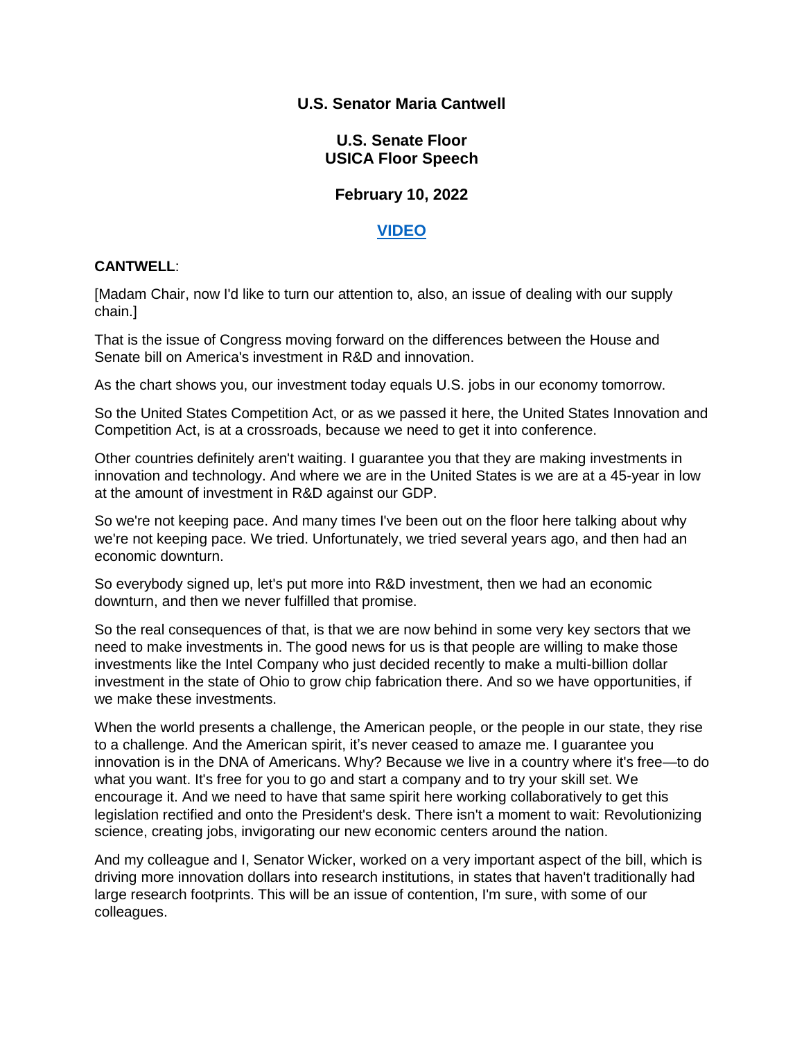**U.S. Senator Maria Cantwell**

**U.S. Senate Floor**
**USICA Floor Speech**

**February 10, 2022**

**VIDEO**

**CANTWELL**:

[Madam Chair, now I'd like to turn our attention to, also, an issue of dealing with our supply chain.]

That is the issue of Congress moving forward on the differences between the House and Senate bill on America's investment in R&D and innovation.

As the chart shows you, our investment today equals U.S. jobs in our economy tomorrow.

So the United States Competition Act, or as we passed it here, the United States Innovation and Competition Act, is at a crossroads, because we need to get it into conference.

Other countries definitely aren't waiting. I guarantee you that they are making investments in innovation and technology. And where we are in the United States is we are at a 45-year in low at the amount of investment in R&D against our GDP.

So we're not keeping pace. And many times I've been out on the floor here talking about why we're not keeping pace. We tried. Unfortunately, we tried several years ago, and then had an economic downturn.

So everybody signed up, let's put more into R&D investment, then we had an economic downturn, and then we never fulfilled that promise.

So the real consequences of that, is that we are now behind in some very key sectors that we need to make investments in. The good news for us is that people are willing to make those investments like the Intel Company who just decided recently to make a multi-billion dollar investment in the state of Ohio to grow chip fabrication there. And so we have opportunities, if we make these investments.

When the world presents a challenge, the American people, or the people in our state, they rise to a challenge. And the American spirit, it's never ceased to amaze me. I guarantee you innovation is in the DNA of Americans. Why? Because we live in a country where it's free—to do what you want. It's free for you to go and start a company and to try your skill set. We encourage it. And we need to have that same spirit here working collaboratively to get this legislation rectified and onto the President's desk. There isn't a moment to wait: Revolutionizing science, creating jobs, invigorating our new economic centers around the nation.

And my colleague and I, Senator Wicker, worked on a very important aspect of the bill, which is driving more innovation dollars into research institutions, in states that haven't traditionally had large research footprints. This will be an issue of contention, I'm sure, with some of our colleagues.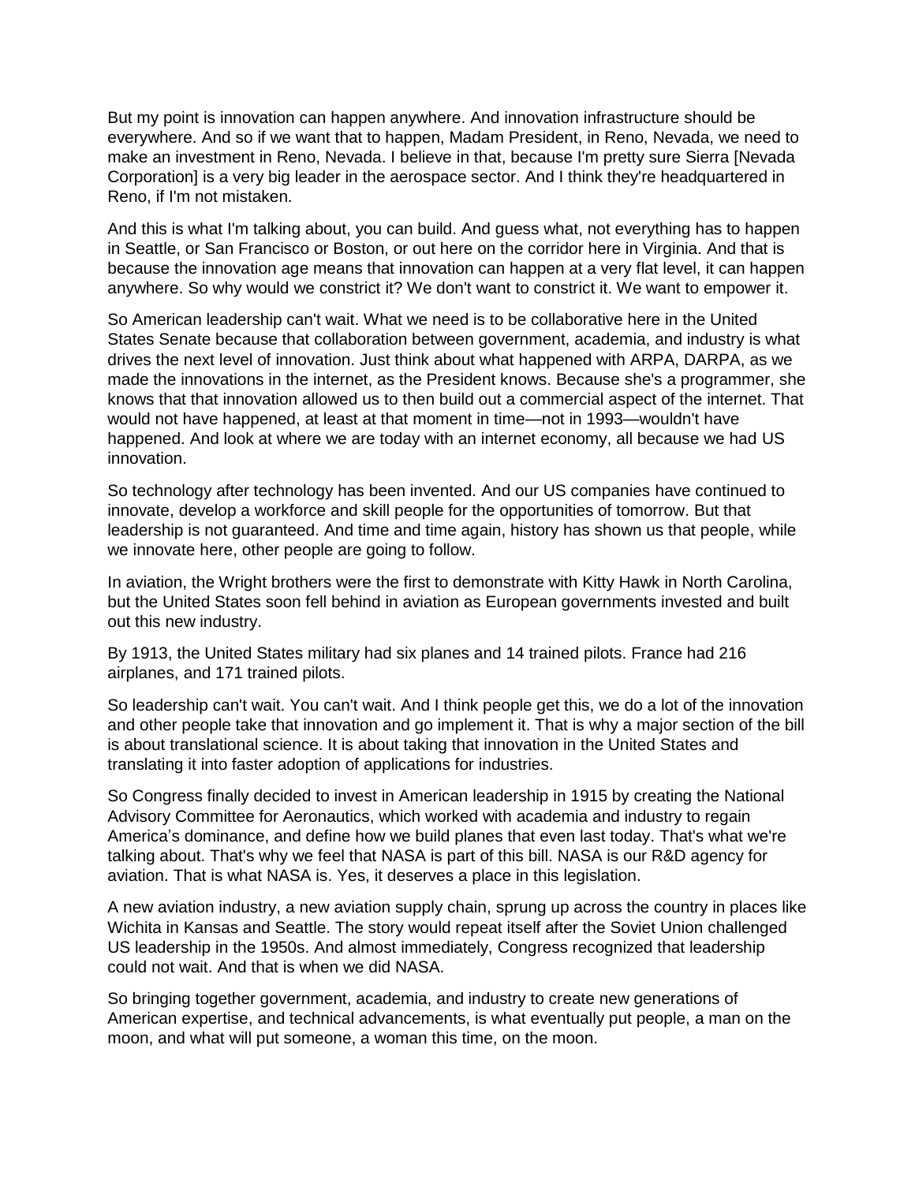But my point is innovation can happen anywhere. And innovation infrastructure should be everywhere. And so if we want that to happen, Madam President, in Reno, Nevada, we need to make an investment in Reno, Nevada. I believe in that, because I'm pretty sure Sierra [Nevada Corporation] is a very big leader in the aerospace sector. And I think they're headquartered in Reno, if I'm not mistaken.

And this is what I'm talking about, you can build. And guess what, not everything has to happen in Seattle, or San Francisco or Boston, or out here on the corridor here in Virginia. And that is because the innovation age means that innovation can happen at a very flat level, it can happen anywhere. So why would we constrict it? We don't want to constrict it. We want to empower it.

So American leadership can't wait. What we need is to be collaborative here in the United States Senate because that collaboration between government, academia, and industry is what drives the next level of innovation. Just think about what happened with ARPA, DARPA, as we made the innovations in the internet, as the President knows. Because she's a programmer, she knows that that innovation allowed us to then build out a commercial aspect of the internet. That would not have happened, at least at that moment in time—not in 1993—wouldn't have happened. And look at where we are today with an internet economy, all because we had US innovation.

So technology after technology has been invented. And our US companies have continued to innovate, develop a workforce and skill people for the opportunities of tomorrow. But that leadership is not guaranteed. And time and time again, history has shown us that people, while we innovate here, other people are going to follow.

In aviation, the Wright brothers were the first to demonstrate with Kitty Hawk in North Carolina, but the United States soon fell behind in aviation as European governments invested and built out this new industry.

By 1913, the United States military had six planes and 14 trained pilots. France had 216 airplanes, and 171 trained pilots.

So leadership can't wait. You can't wait. And I think people get this, we do a lot of the innovation and other people take that innovation and go implement it. That is why a major section of the bill is about translational science. It is about taking that innovation in the United States and translating it into faster adoption of applications for industries.

So Congress finally decided to invest in American leadership in 1915 by creating the National Advisory Committee for Aeronautics, which worked with academia and industry to regain America's dominance, and define how we build planes that even last today. That's what we're talking about. That's why we feel that NASA is part of this bill. NASA is our R&D agency for aviation. That is what NASA is. Yes, it deserves a place in this legislation.

A new aviation industry, a new aviation supply chain, sprung up across the country in places like Wichita in Kansas and Seattle. The story would repeat itself after the Soviet Union challenged US leadership in the 1950s. And almost immediately, Congress recognized that leadership could not wait. And that is when we did NASA.

So bringing together government, academia, and industry to create new generations of American expertise, and technical advancements, is what eventually put people, a man on the moon, and what will put someone, a woman this time, on the moon.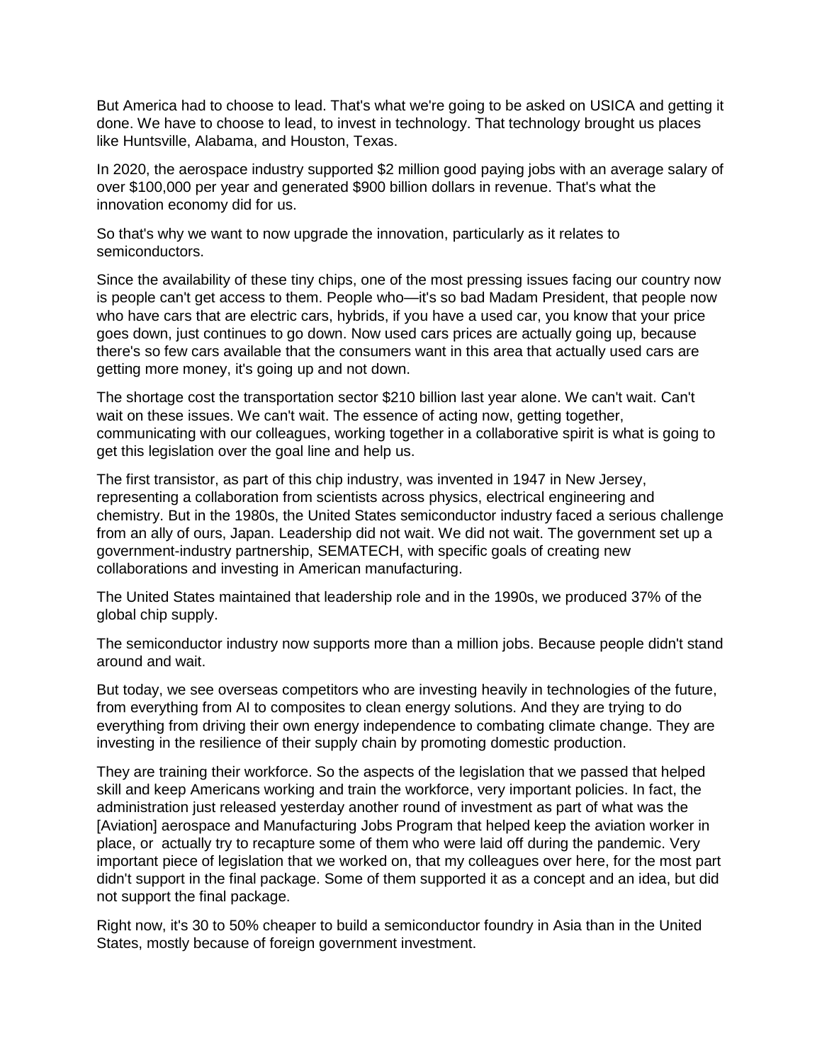But America had to choose to lead. That's what we're going to be asked on USICA and getting it done. We have to choose to lead, to invest in technology. That technology brought us places like Huntsville, Alabama, and Houston, Texas.

In 2020, the aerospace industry supported $2 million good paying jobs with an average salary of over $100,000 per year and generated $900 billion dollars in revenue. That's what the innovation economy did for us.

So that's why we want to now upgrade the innovation, particularly as it relates to semiconductors.

Since the availability of these tiny chips, one of the most pressing issues facing our country now is people can't get access to them. People who—it's so bad Madam President, that people now who have cars that are electric cars, hybrids, if you have a used car, you know that your price goes down, just continues to go down. Now used cars prices are actually going up, because there's so few cars available that the consumers want in this area that actually used cars are getting more money, it's going up and not down.

The shortage cost the transportation sector $210 billion last year alone. We can't wait. Can't wait on these issues. We can't wait. The essence of acting now, getting together, communicating with our colleagues, working together in a collaborative spirit is what is going to get this legislation over the goal line and help us.

The first transistor, as part of this chip industry, was invented in 1947 in New Jersey, representing a collaboration from scientists across physics, electrical engineering and chemistry. But in the 1980s, the United States semiconductor industry faced a serious challenge from an ally of ours, Japan. Leadership did not wait. We did not wait. The government set up a government-industry partnership, SEMATECH, with specific goals of creating new collaborations and investing in American manufacturing.

The United States maintained that leadership role and in the 1990s, we produced 37% of the global chip supply.

The semiconductor industry now supports more than a million jobs. Because people didn't stand around and wait.

But today, we see overseas competitors who are investing heavily in technologies of the future, from everything from AI to composites to clean energy solutions. And they are trying to do everything from driving their own energy independence to combating climate change. They are investing in the resilience of their supply chain by promoting domestic production.

They are training their workforce. So the aspects of the legislation that we passed that helped skill and keep Americans working and train the workforce, very important policies. In fact, the administration just released yesterday another round of investment as part of what was the [Aviation] aerospace and Manufacturing Jobs Program that helped keep the aviation worker in place, or actually try to recapture some of them who were laid off during the pandemic. Very important piece of legislation that we worked on, that my colleagues over here, for the most part didn't support in the final package. Some of them supported it as a concept and an idea, but did not support the final package.

Right now, it's 30 to 50% cheaper to build a semiconductor foundry in Asia than in the United States, mostly because of foreign government investment.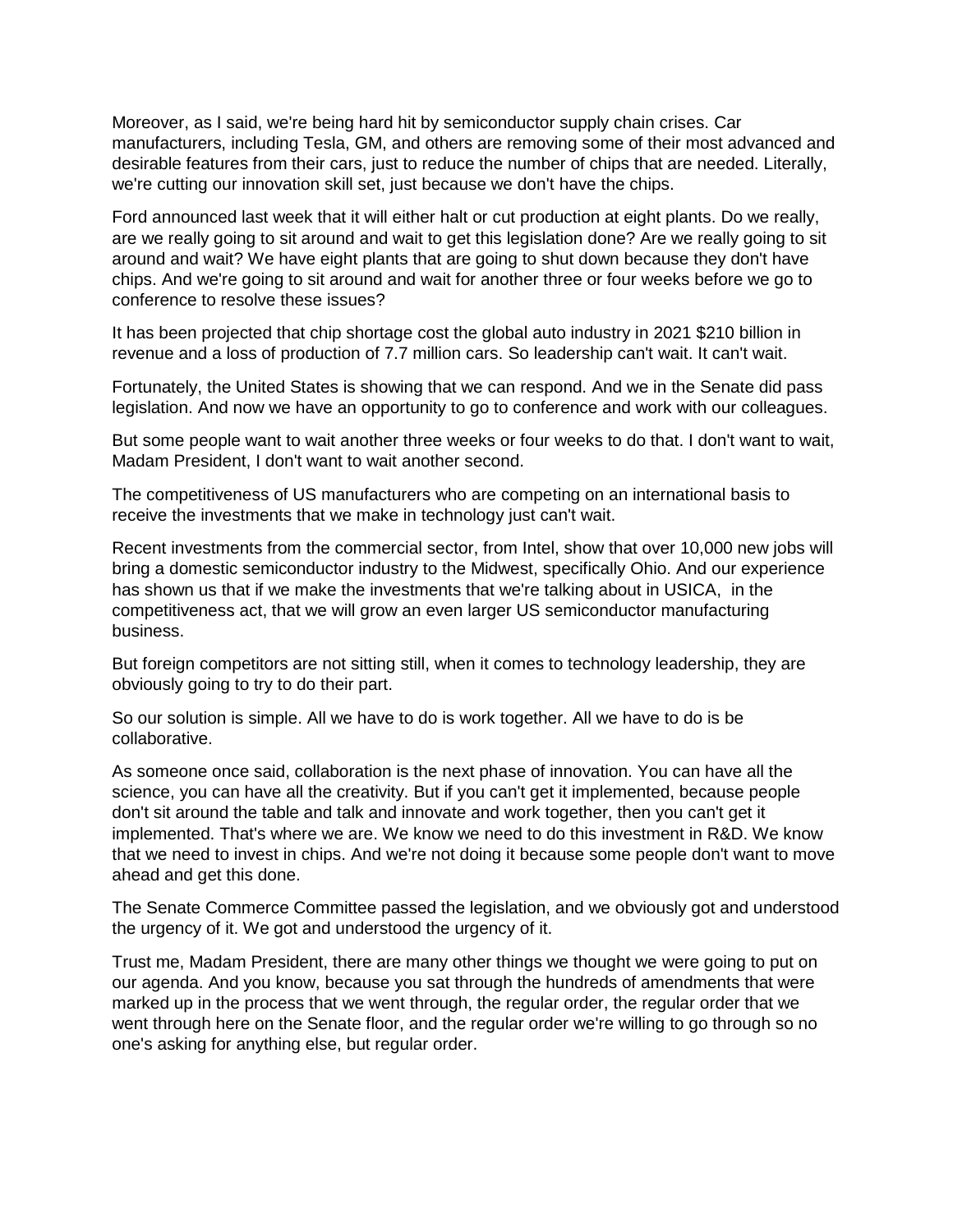Moreover, as I said, we're being hard hit by semiconductor supply chain crises. Car manufacturers, including Tesla, GM, and others are removing some of their most advanced and desirable features from their cars, just to reduce the number of chips that are needed. Literally, we're cutting our innovation skill set, just because we don't have the chips.

Ford announced last week that it will either halt or cut production at eight plants. Do we really, are we really going to sit around and wait to get this legislation done? Are we really going to sit around and wait? We have eight plants that are going to shut down because they don't have chips. And we're going to sit around and wait for another three or four weeks before we go to conference to resolve these issues?

It has been projected that chip shortage cost the global auto industry in 2021 $210 billion in revenue and a loss of production of 7.7 million cars. So leadership can't wait. It can't wait.

Fortunately, the United States is showing that we can respond. And we in the Senate did pass legislation. And now we have an opportunity to go to conference and work with our colleagues.

But some people want to wait another three weeks or four weeks to do that. I don't want to wait, Madam President, I don't want to wait another second.

The competitiveness of US manufacturers who are competing on an international basis to receive the investments that we make in technology just can't wait.

Recent investments from the commercial sector, from Intel, show that over 10,000 new jobs will bring a domestic semiconductor industry to the Midwest, specifically Ohio. And our experience has shown us that if we make the investments that we're talking about in USICA, in the competitiveness act, that we will grow an even larger US semiconductor manufacturing business.

But foreign competitors are not sitting still, when it comes to technology leadership, they are obviously going to try to do their part.

So our solution is simple. All we have to do is work together. All we have to do is be collaborative.

As someone once said, collaboration is the next phase of innovation. You can have all the science, you can have all the creativity. But if you can't get it implemented, because people don't sit around the table and talk and innovate and work together, then you can't get it implemented. That's where we are. We know we need to do this investment in R&D. We know that we need to invest in chips. And we're not doing it because some people don't want to move ahead and get this done.

The Senate Commerce Committee passed the legislation, and we obviously got and understood the urgency of it. We got and understood the urgency of it.

Trust me, Madam President, there are many other things we thought we were going to put on our agenda. And you know, because you sat through the hundreds of amendments that were marked up in the process that we went through, the regular order, the regular order that we went through here on the Senate floor, and the regular order we're willing to go through so no one's asking for anything else, but regular order.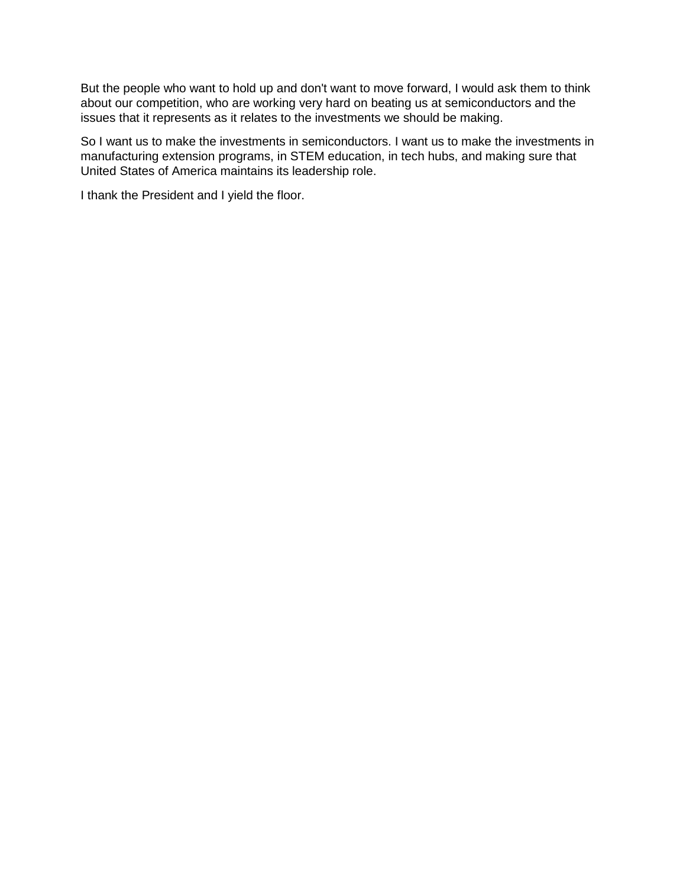But the people who want to hold up and don't want to move forward, I would ask them to think about our competition, who are working very hard on beating us at semiconductors and the issues that it represents as it relates to the investments we should be making.

So I want us to make the investments in semiconductors. I want us to make the investments in manufacturing extension programs, in STEM education, in tech hubs, and making sure that United States of America maintains its leadership role.

I thank the President and I yield the floor.